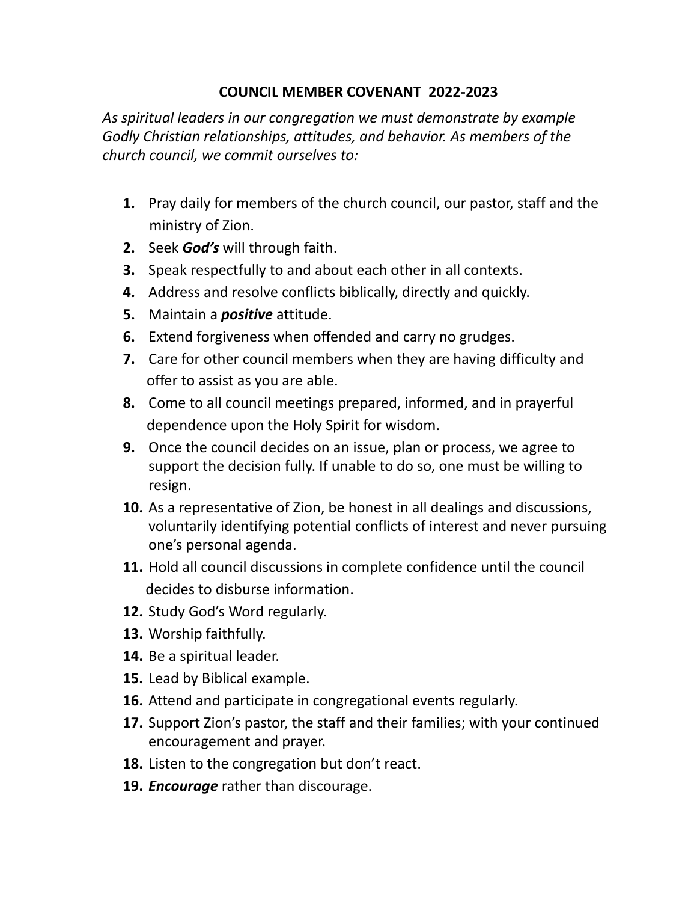# COUNCIL MEMBER COVENANT 2022-2023

*As spiritual leaders in our congregation we must demonstrate by example Godly Christian relationships, attitudes, and behavior. As members of the church council, we commit ourselves to:*

1. Pray daily for members of the church council, our pastor, staff and the ministry of Zion.
2. Seek ***God's*** will through faith.
3. Speak respectfully to and about each other in all contexts.
4. Address and resolve conflicts biblically, directly and quickly.
5. Maintain a ***positive*** attitude.
6. Extend forgiveness when offended and carry no grudges.
7. Care for other council members when they are having difficulty and offer to assist as you are able.
8. Come to all council meetings prepared, informed, and in prayerful dependence upon the Holy Spirit for wisdom.
9. Once the council decides on an issue, plan or process, we agree to support the decision fully. If unable to do so, one must be willing to resign.
10. As a representative of Zion, be honest in all dealings and discussions, voluntarily identifying potential conflicts of interest and never pursuing one's personal agenda.
11. Hold all council discussions in complete confidence until the council decides to disburse information.
12. Study God's Word regularly.
13. Worship faithfully.
14. Be a spiritual leader.
15. Lead by Biblical example.
16. Attend and participate in congregational events regularly.
17. Support Zion's pastor, the staff and their families; with your continued encouragement and prayer.
18. Listen to the congregation but don't react.
19. ***Encourage*** rather than discourage.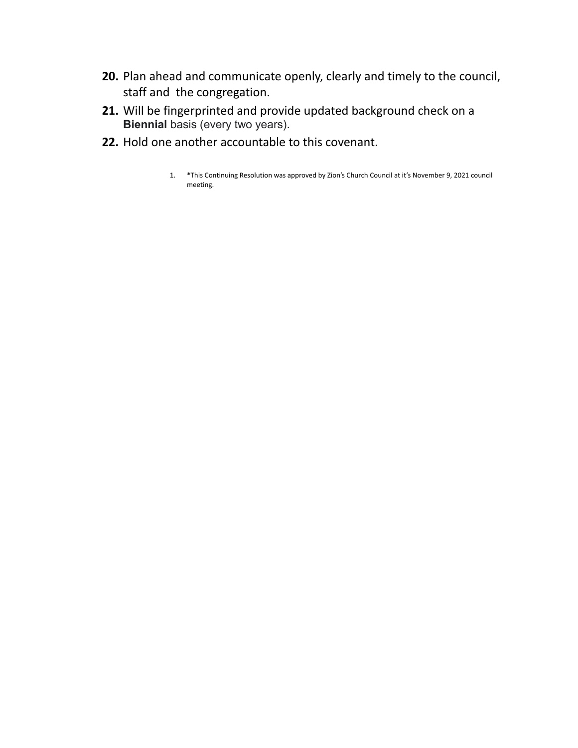20. Plan ahead and communicate openly, clearly and timely to the council, staff and the congregation.
21. Will be fingerprinted and provide updated background check on a **Biennial** basis (every two years).
22. Hold one another accountable to this covenant.

1. *This Continuing Resolution was approved by Zion's Church Council at it's November 9, 2021 council meeting.